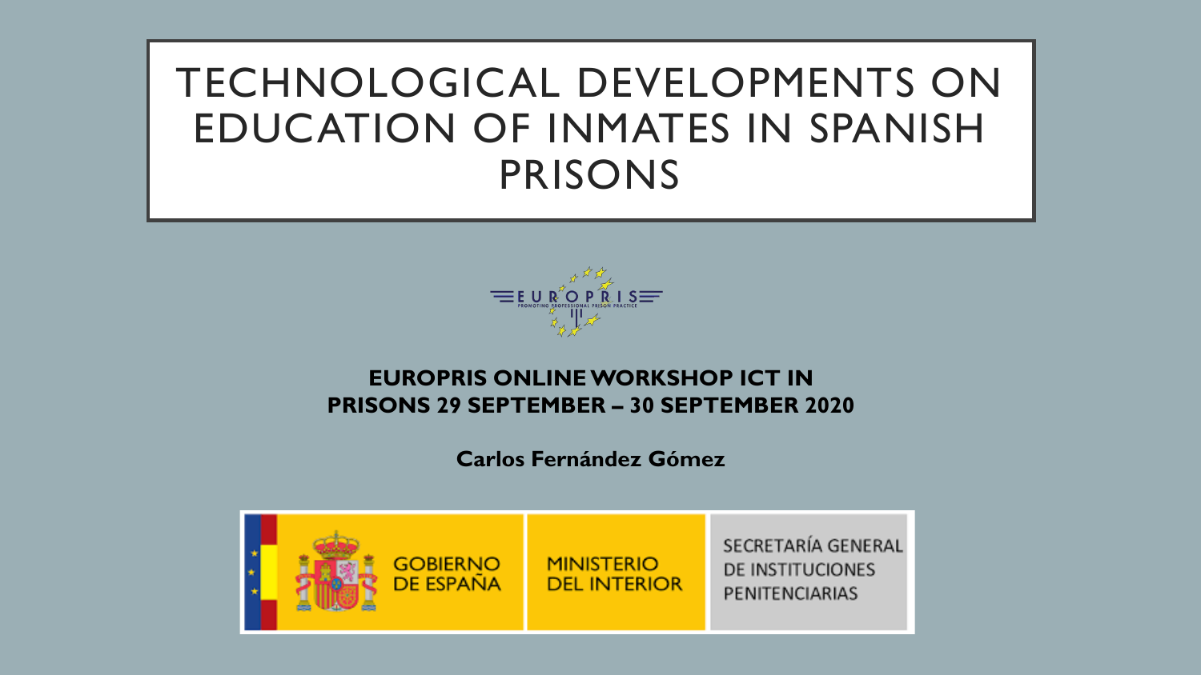# TECHNOLOGICAL DEVELOPMENTS ON EDUCATION OF INMATES IN SPANISH PRISONS

EUROPRIS

PROMOTING PROFESSIONAL PRISON PRACTICE

**EUROPRIS ONLINE WORKSHOP ICT IN PRISONS 29 SEPTEMBER – 30 SEPTEMBER 2020**

**Carlos Fernández Gómez**

GOBIERNO DE ESPAÑA

MINISTERIO DEL INTERIOR

SECRETARÍA GENERAL DE INSTITUCIONES PENITENCIARIAS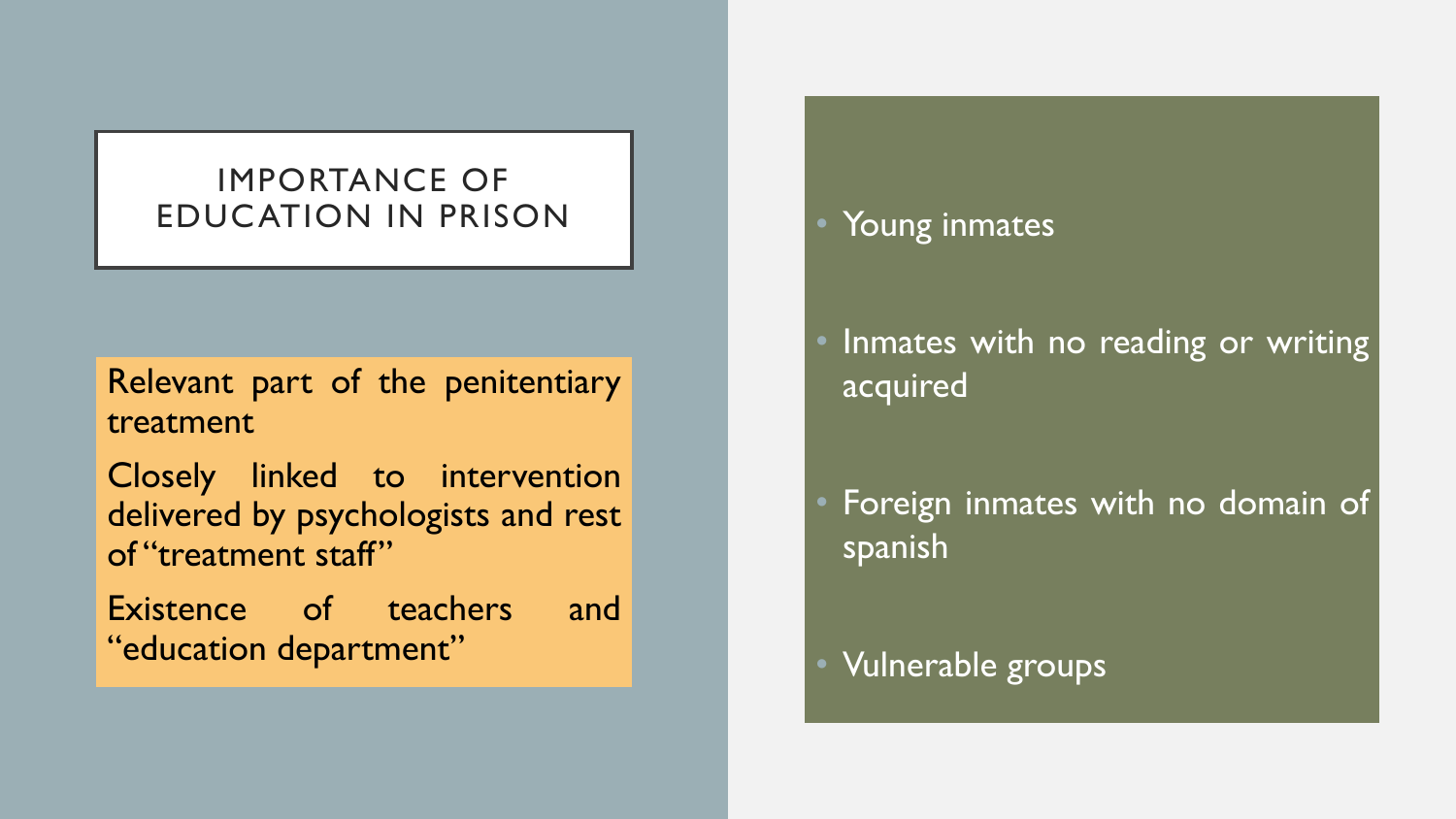# IMPORTANCE OF EDUCATION IN PRISON

Relevant part of the penitentiary treatment

Closely linked to intervention delivered by psychologists and rest of "treatment staff"

Existence of teachers and "education department"

- Young inmates
- Inmates with no reading or writing acquired
- Foreign inmates with no domain of spanish
- Vulnerable groups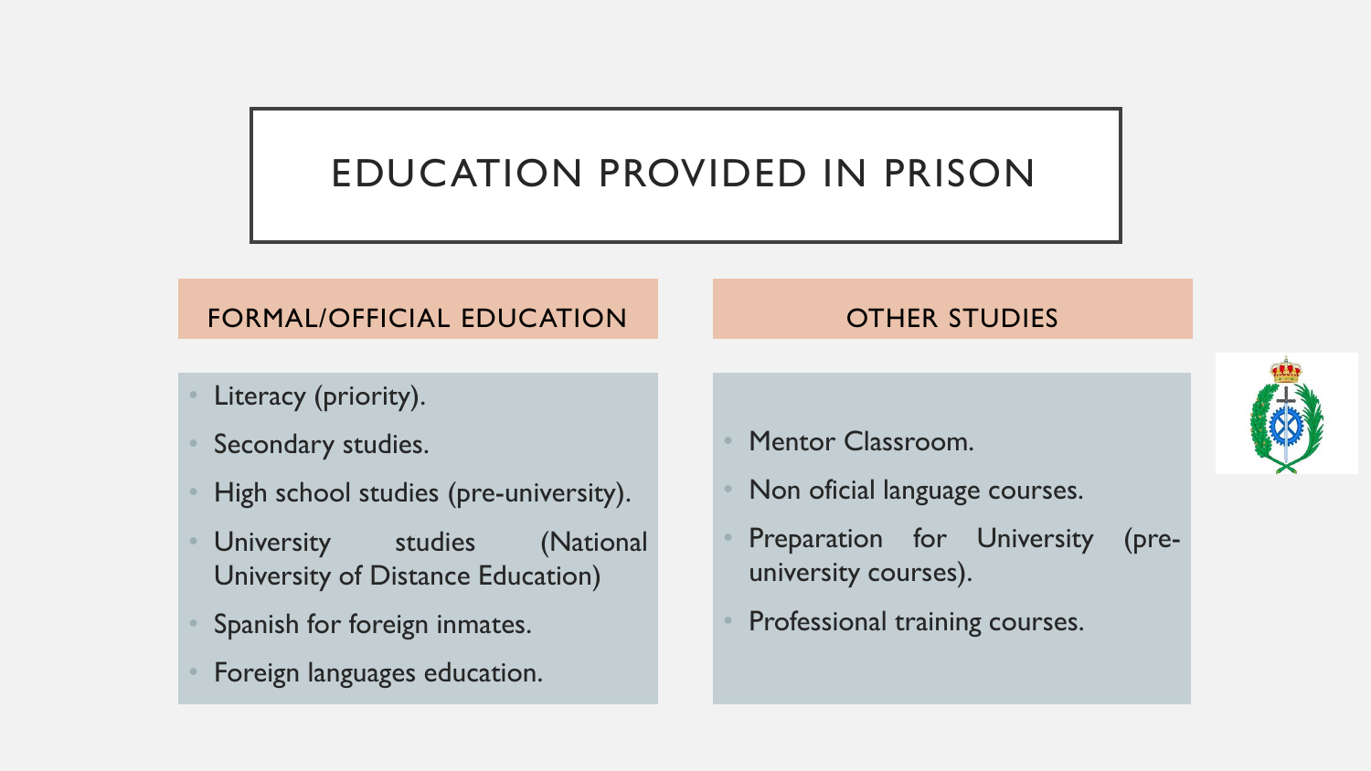# EDUCATION PROVIDED IN PRISON

## FORMAL/OFFICIAL EDUCATION

- Literacy (priority).
- Secondary studies.
- High school studies (pre-university).
- University studies (National University of Distance Education)
- Spanish for foreign inmates.
- Foreign languages education.

## OTHER STUDIES

- Mentor Classroom.
- Non oficial language courses.
- Preparation for University (pre-university courses).
- Professional training courses.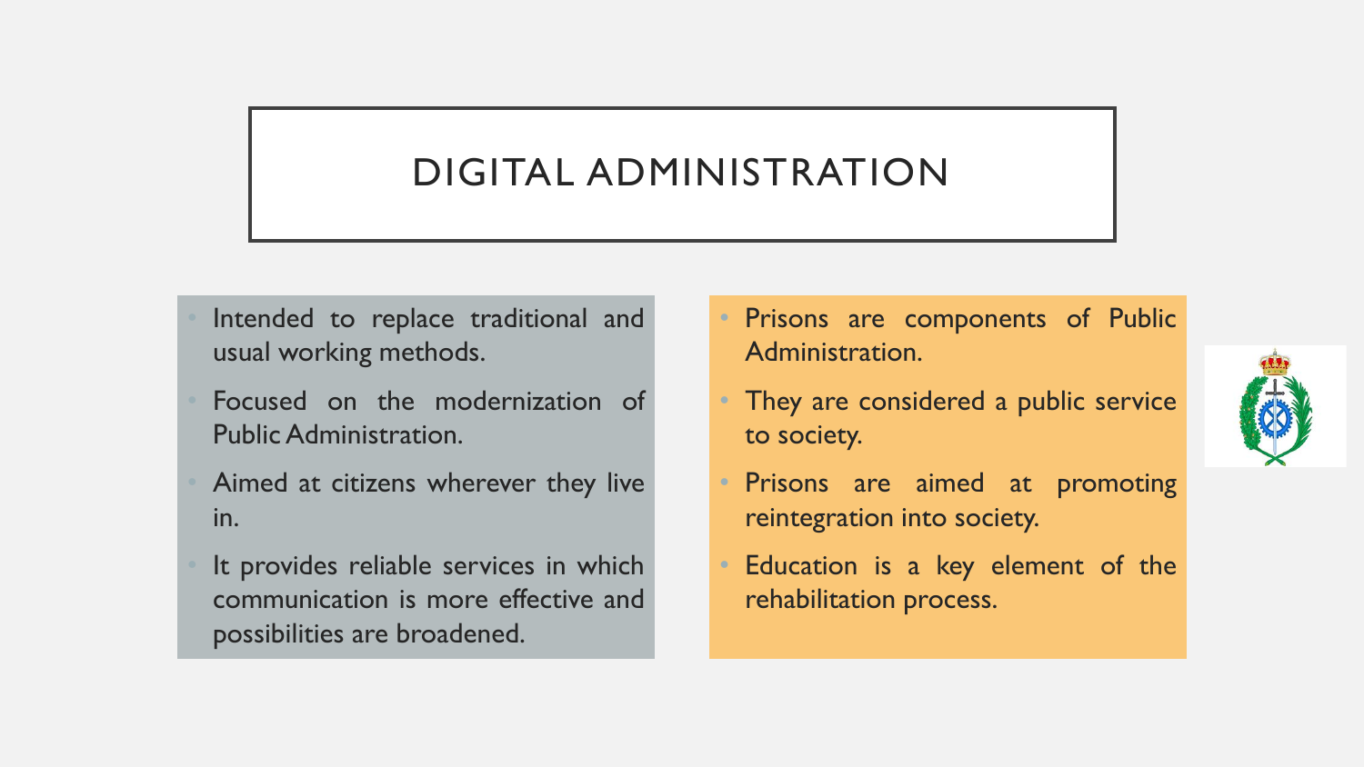# DIGITAL ADMINISTRATION

- Intended to replace traditional and usual working methods.
- Focused on the modernization of Public Administration.
- Aimed at citizens wherever they live in.
- It provides reliable services in which communication is more effective and possibilities are broadened.

- Prisons are components of Public Administration.
- They are considered a public service to society.
- Prisons are aimed at promoting reintegration into society.
- Education is a key element of the rehabilitation process.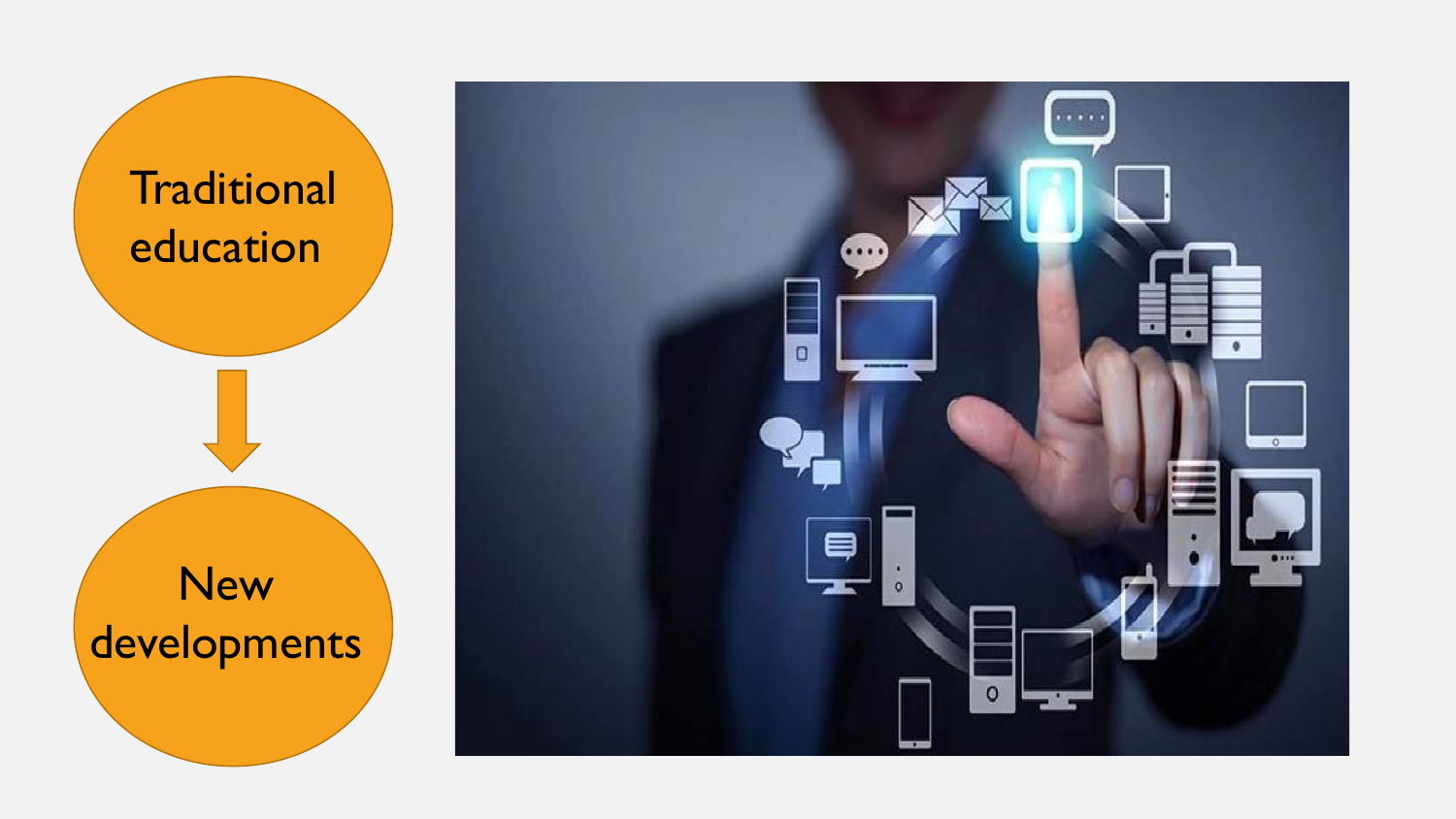Traditional education

↓

New developments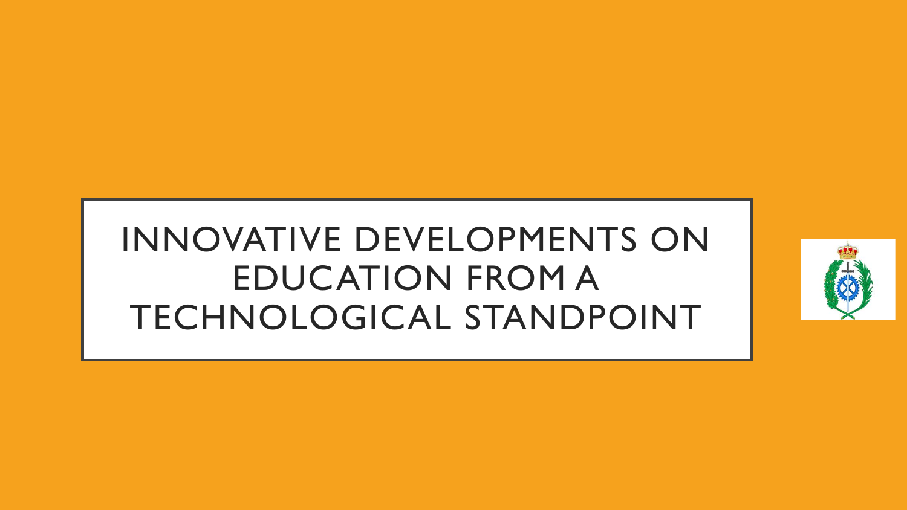# INNOVATIVE DEVELOPMENTS ON EDUCATION FROM A TECHNOLOGICAL STANDPOINT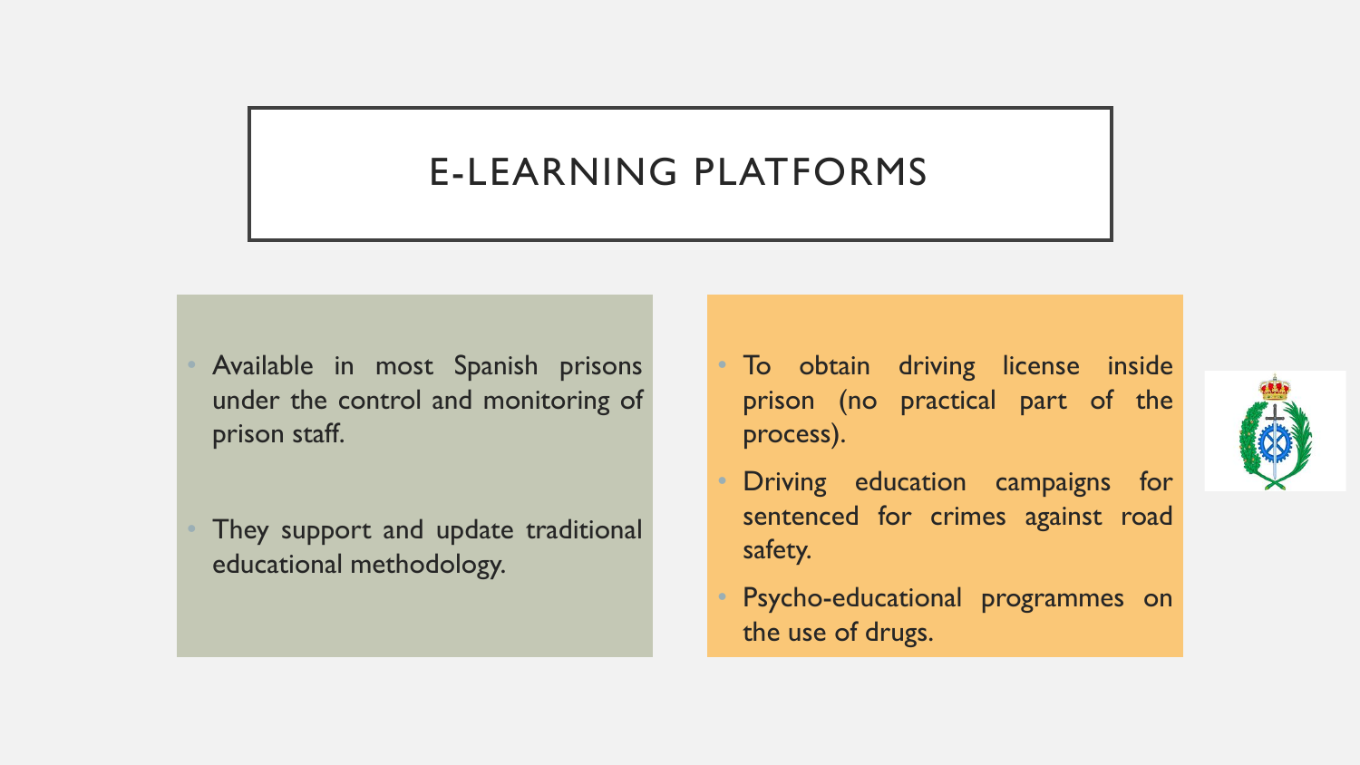# E-LEARNING PLATFORMS

- Available in most Spanish prisons under the control and monitoring of prison staff.
- They support and update traditional educational methodology.

- To obtain driving license inside prison (no practical part of the process).
- Driving education campaigns for sentenced for crimes against road safety.
- Psycho-educational programmes on the use of drugs.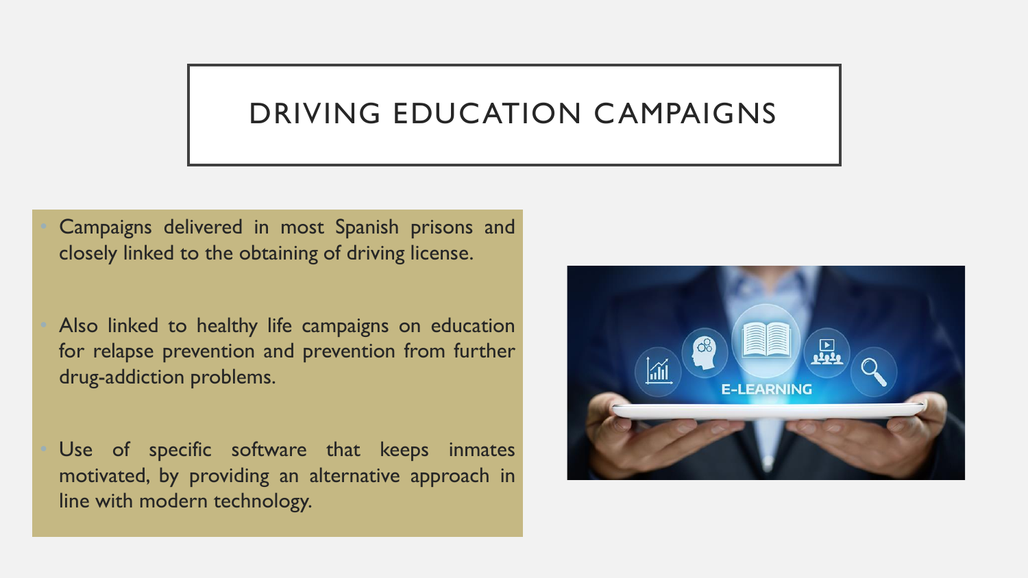# DRIVING EDUCATION CAMPAIGNS

- Campaigns delivered in most Spanish prisons and closely linked to the obtaining of driving license.
- Also linked to healthy life campaigns on education for relapse prevention and prevention from further drug-addiction problems.
- Use of specific software that keeps inmates motivated, by providing an alternative approach in line with modern technology.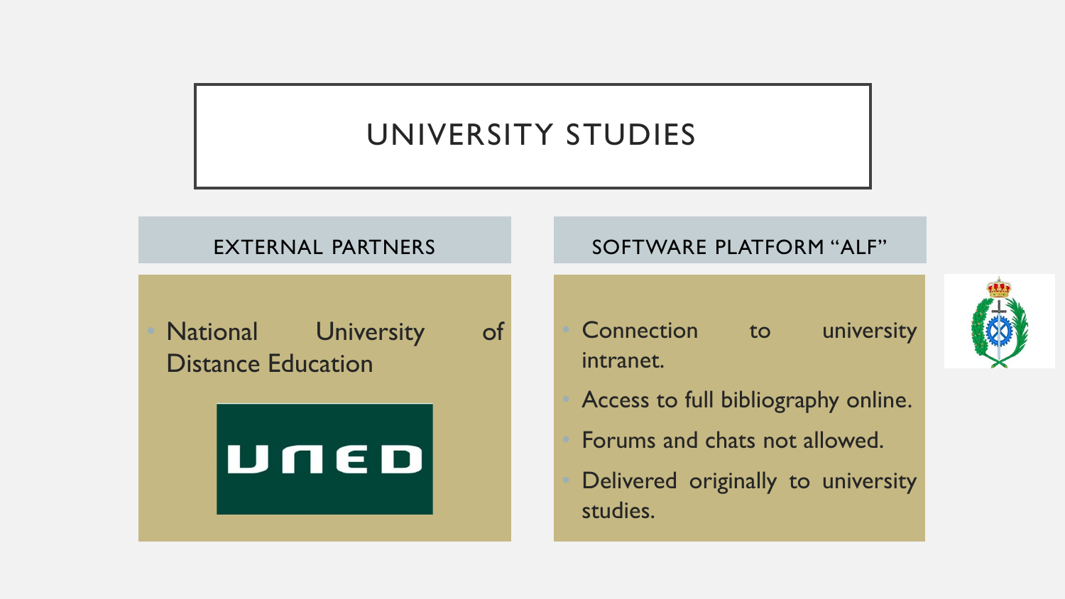# UNIVERSITY STUDIES

## EXTERNAL PARTNERS

- National University of Distance Education

UNED

## SOFTWARE PLATFORM "ALF"

- Connection to university intranet.
- Access to full bibliography online.
- Forums and chats not allowed.
- Delivered originally to university studies.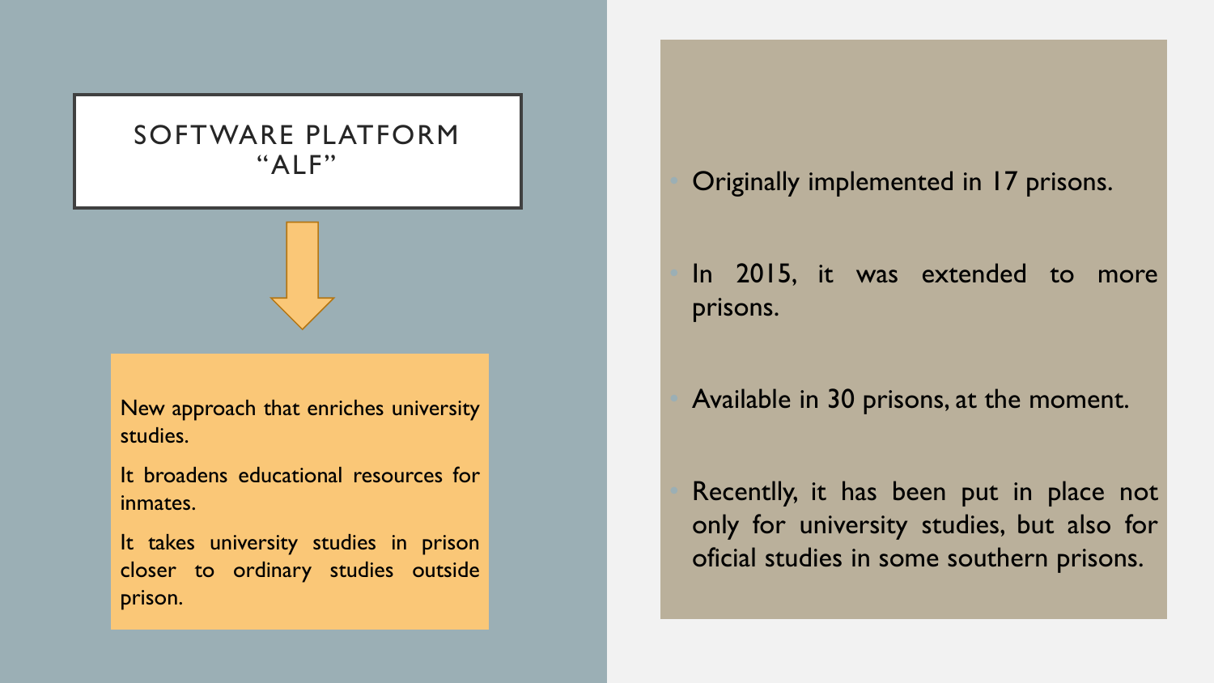# SOFTWARE PLATFORM "ALF"

New approach that enriches university studies.

It broadens educational resources for inmates.

It takes university studies in prison closer to ordinary studies outside prison.

- Originally implemented in 17 prisons.
- In 2015, it was extended to more prisons.
- Available in 30 prisons, at the moment.
- Recentlly, it has been put in place not only for university studies, but also for oficial studies in some southern prisons.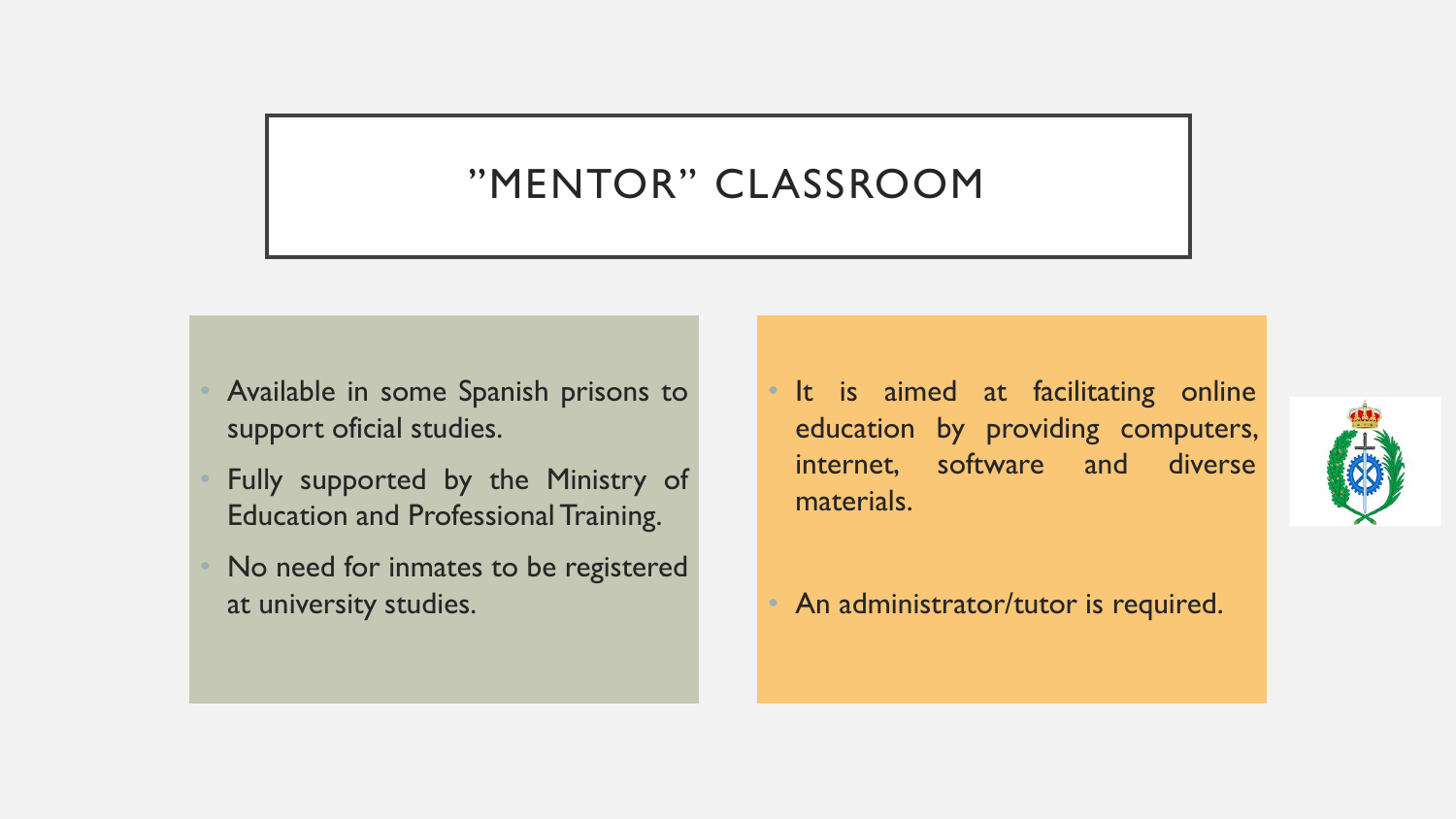# "MENTOR" CLASSROOM

- Available in some Spanish prisons to support oficial studies.
- Fully supported by the Ministry of Education and Professional Training.
- No need for inmates to be registered at university studies.

- It is aimed at facilitating online education by providing computers, internet, software and diverse materials.
- An administrator/tutor is required.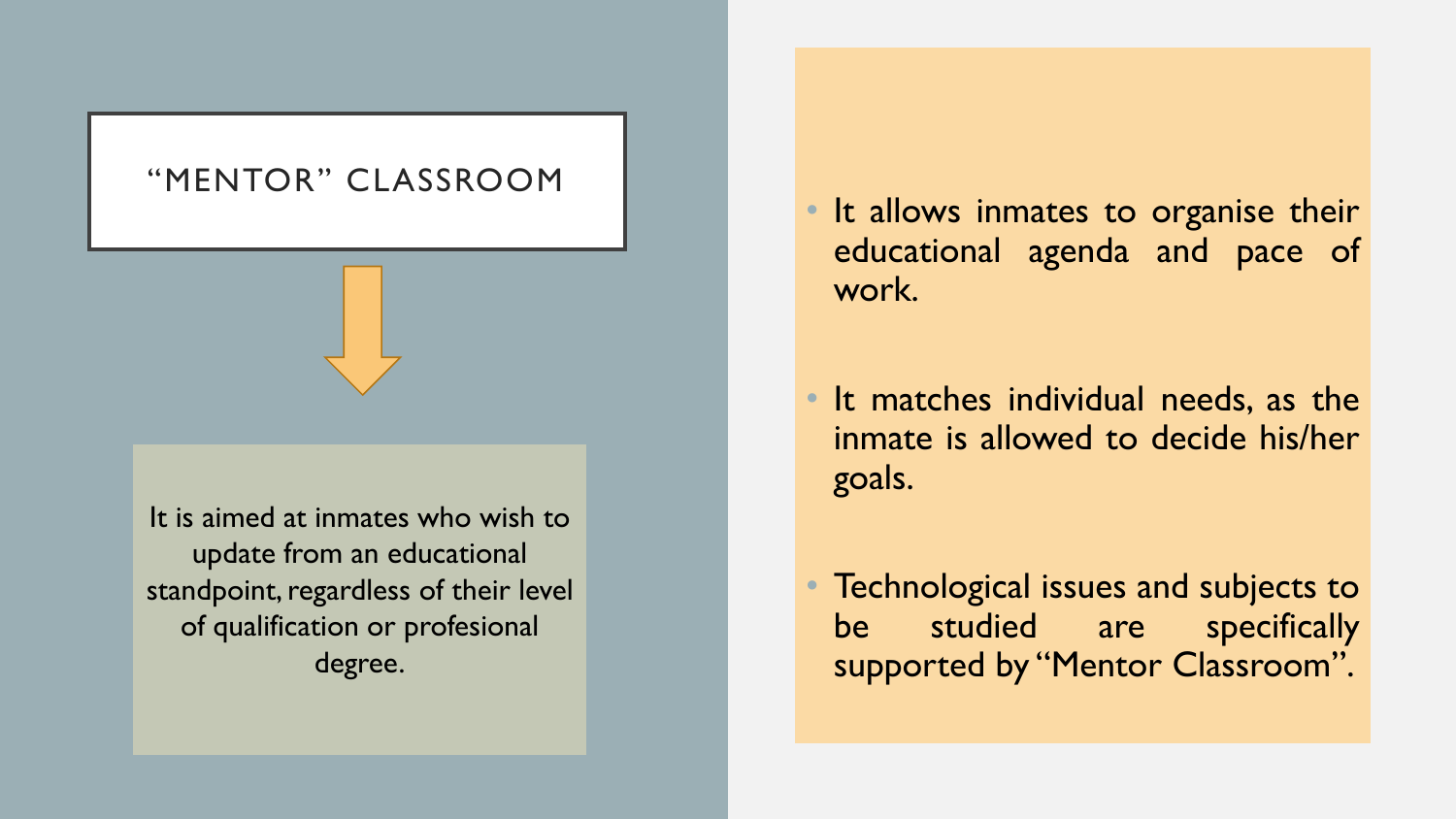## "MENTOR" CLASSROOM

It is aimed at inmates who wish to update from an educational standpoint, regardless of their level of qualification or profesional degree.

- It allows inmates to organise their educational agenda and pace of work.
- It matches individual needs, as the inmate is allowed to decide his/her goals.
- Technological issues and subjects to be studied are specifically supported by "Mentor Classroom".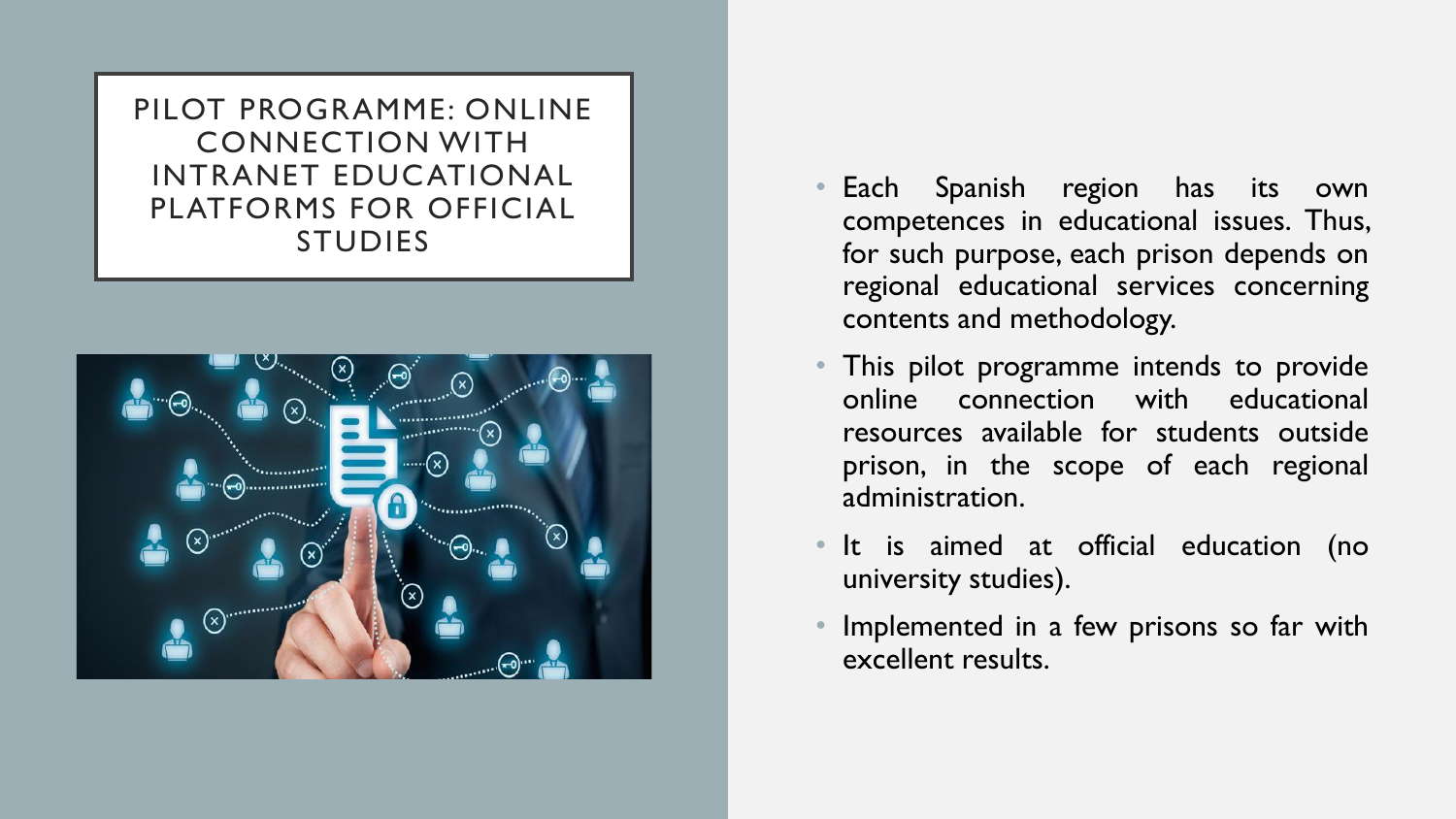# PILOT PROGRAMME: ONLINE CONNECTION WITH INTRANET EDUCATIONAL PLATFORMS FOR OFFICIAL STUDIES

- Each Spanish region has its own competences in educational issues. Thus, for such purpose, each prison depends on regional educational services concerning contents and methodology.
- This pilot programme intends to provide online connection with educational resources available for students outside prison, in the scope of each regional administration.
- It is aimed at official education (no university studies).
- Implemented in a few prisons so far with excellent results.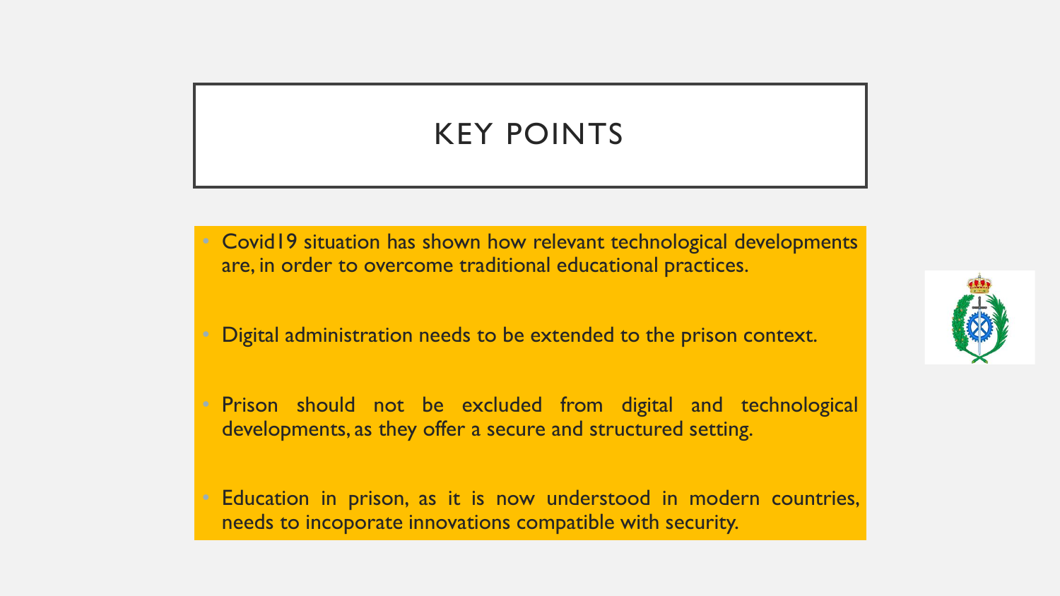# KEY POINTS

- Covid19 situation has shown how relevant technological developments are, in order to overcome traditional educational practices.
- Digital administration needs to be extended to the prison context.
- Prison should not be excluded from digital and technological developments, as they offer a secure and structured setting.
- Education in prison, as it is now understood in modern countries, needs to incoporate innovations compatible with security.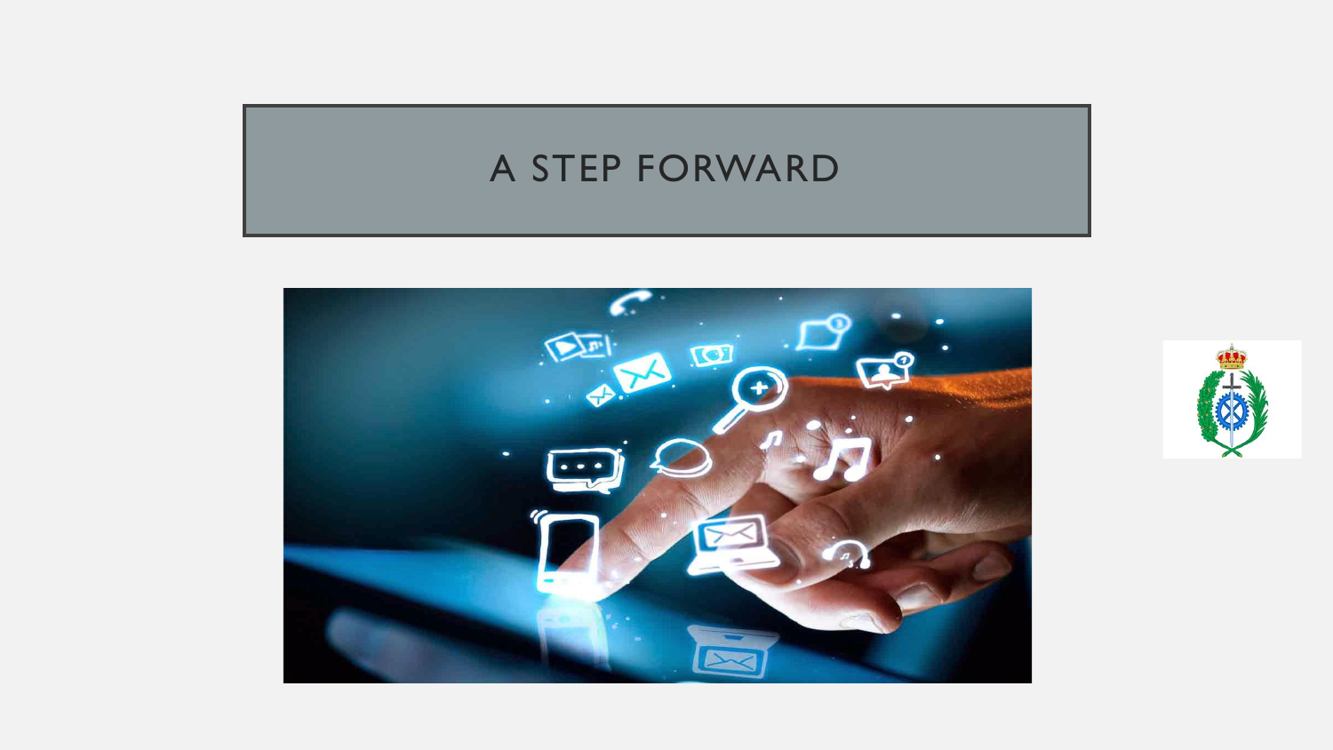# A STEP FORWARD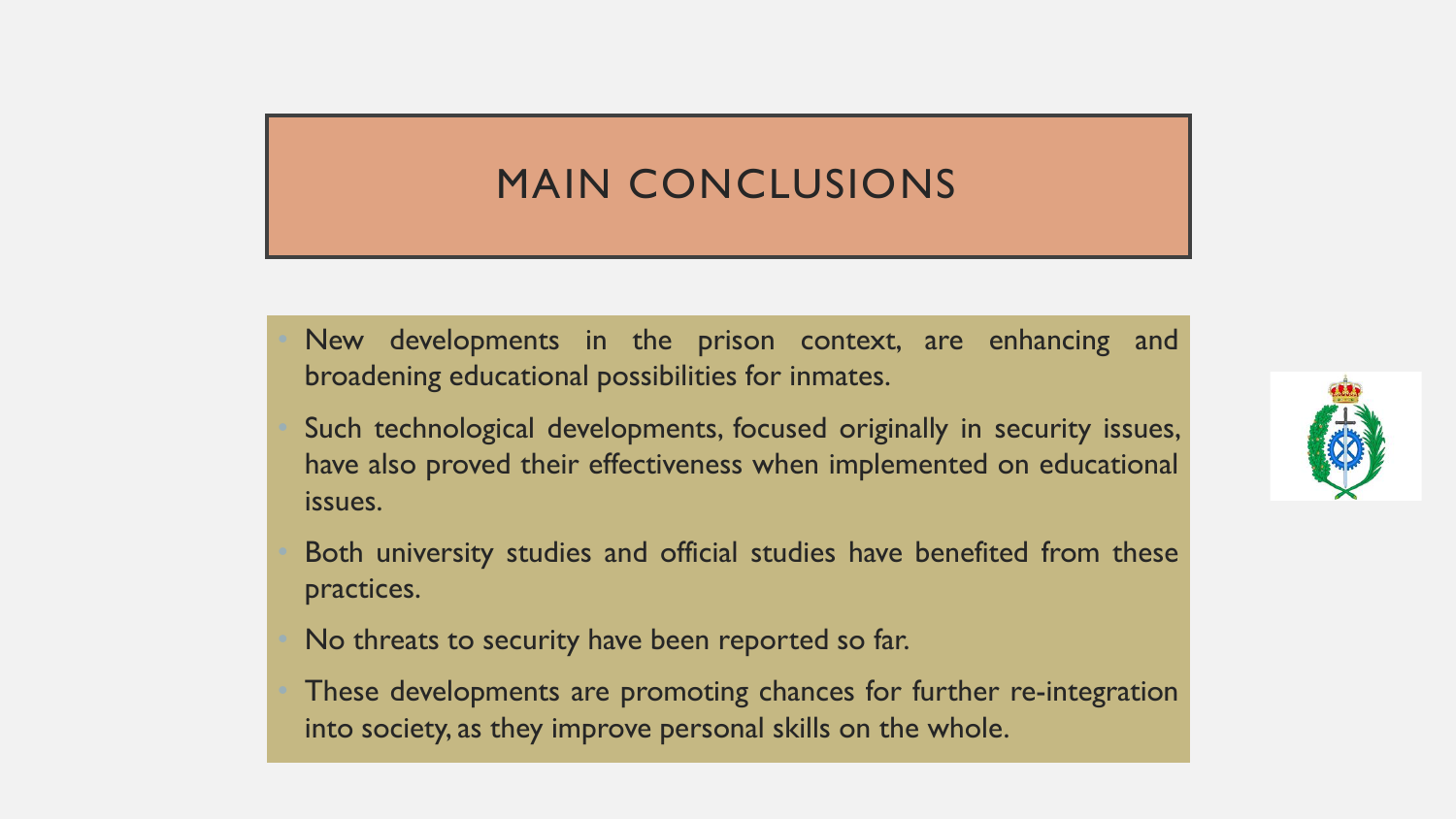# MAIN CONCLUSIONS

- New developments in the prison context, are enhancing and broadening educational possibilities for inmates.
- Such technological developments, focused originally in security issues, have also proved their effectiveness when implemented on educational issues.
- Both university studies and official studies have benefited from these practices.
- No threats to security have been reported so far.
- These developments are promoting chances for further re-integration into society, as they improve personal skills on the whole.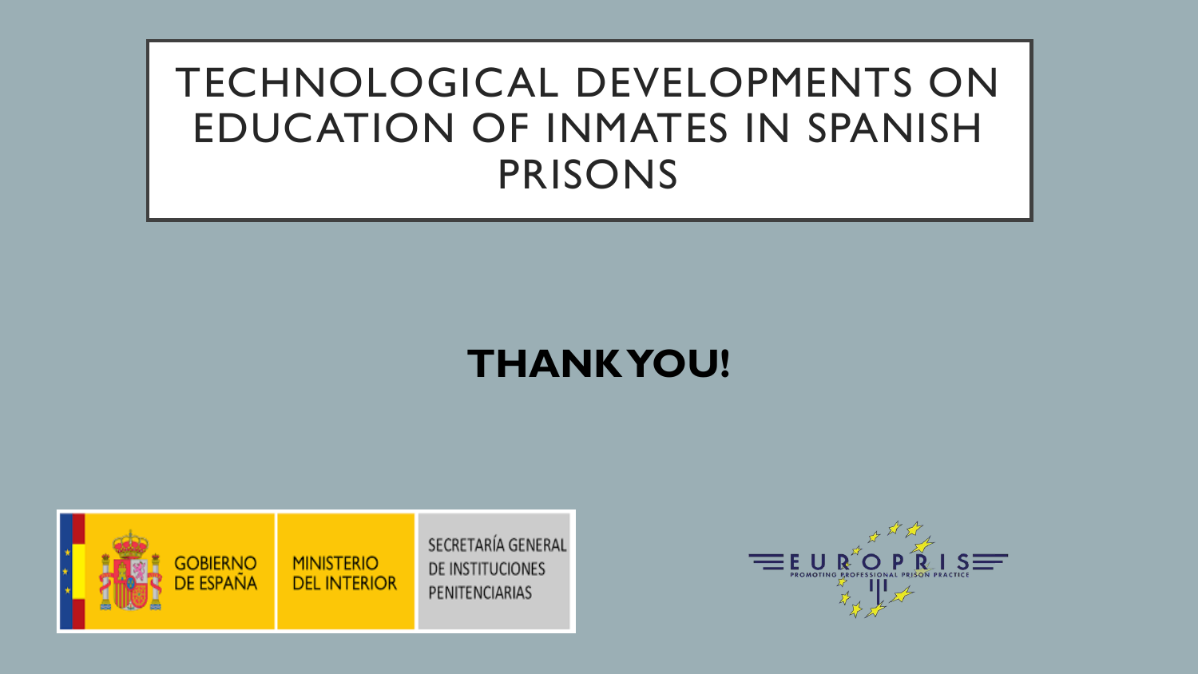# TECHNOLOGICAL DEVELOPMENTS ON EDUCATION OF INMATES IN SPANISH PRISONS

**THANK YOU!**

GOBIERNO DE ESPAÑA

MINISTERIO DEL INTERIOR

SECRETARÍA GENERAL DE INSTITUCIONES PENITENCIARIAS

EUROPRIS

PROMOTING PROFESSIONAL PRISON PRACTICE